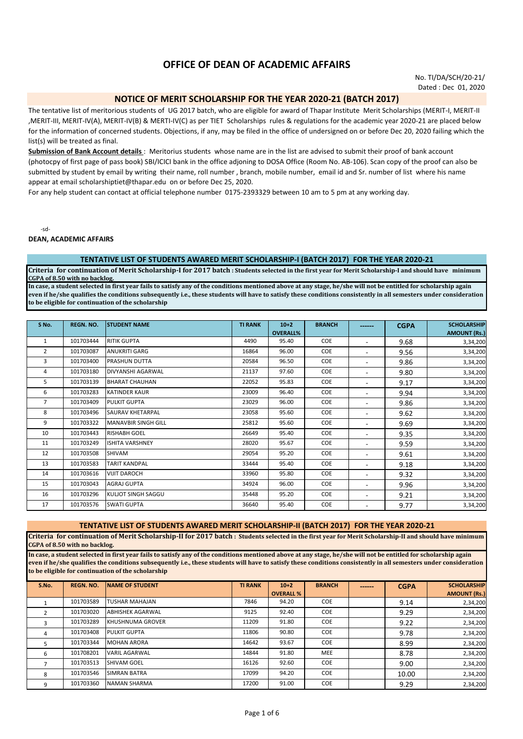# OFFICE OF DEAN OF ACADEMIC AFFAIRS

No. TI/DA/SCH/20-21/
Dated : Dec 01, 2020

## NOTICE OF MERIT SCHOLARSHIP FOR THE YEAR 2020-21 (BATCH 2017)

The tentative list of meritorious students of UG 2017 batch, who are eligible for award of Thapar Institute Merit Scholarships (MERIT-I, MERIT-II ,MERIT-III, MERIT-IV(A), MERIT-IV(B) & MERTI-IV(C) as per TIET Scholarships rules & regulations for the academic year 2020-21 are placed below for the information of concerned students. Objections, if any, may be filed in the office of undersigned on or before Dec 20, 2020 failing which the list(s) will be treated as final.

**Submission of Bank Account details** : Meritorius students whose name are in the list are advised to submit their proof of bank account (photocpy of first page of pass book) SBI/ICICI bank in the office adjoning to DOSA Office (Room No. AB-106). Scan copy of the proof can also be submitted by student by email by writing their name, roll number , branch, mobile number, email id and Sr. number of list where his name appear at email scholarshiptiet@thapar.edu on or before Dec 25, 2020.

For any help student can contact at official telephone number 0175-2393329 between 10 am to 5 pm at any working day.

-sd-

**DEAN, ACADEMIC AFFAIRS**

### TENTATIVE LIST OF STUDENTS AWARDED MERIT SCHOLARSHIP-I (BATCH 2017) FOR THE YEAR 2020-21

**Criteria for continuation of Merit Scholarship-I for 2017 batch : Students selected in the first year for Merit Scholarship-I and should have minimum CGPA of 8.50 with no backlog.**

**In case, a student selected in first year fails to satisfy any of the conditions mentioned above at any stage, he/she will not be entitled for scholarship again even if he/she qualifies the conditions subsequently i.e., these students will have to satisfy these conditions consistently in all semesters under consideration to be eligible for continuation of the scholarship**

| S No. | REGN. NO. | STUDENT NAME | TI RANK | 10+2 OVERALL% | BRANCH | ------ | CGPA | SCHOLARSHIP AMOUNT (Rs.) |
|---|---|---|---|---|---|---|---|---|
| 1 | 101703444 | RITIK GUPTA | 4490 | 95.40 | COE | - | 9.68 | 3,34,200 |
| 2 | 101703087 | ANUKRITI GARG | 16864 | 96.00 | COE | - | 9.56 | 3,34,200 |
| 3 | 101703400 | PRASHUN DUTTA | 20584 | 96.50 | COE | - | 9.86 | 3,34,200 |
| 4 | 101703180 | DIVYANSHI AGARWAL | 21137 | 97.60 | COE | - | 9.80 | 3,34,200 |
| 5 | 101703139 | BHARAT CHAUHAN | 22052 | 95.83 | COE | - | 9.17 | 3,34,200 |
| 6 | 101703283 | KATINDER KAUR | 23009 | 96.40 | COE | - | 9.94 | 3,34,200 |
| 7 | 101703409 | PULKIT GUPTA | 23029 | 96.00 | COE | - | 9.86 | 3,34,200 |
| 8 | 101703496 | SAURAV KHETARPAL | 23058 | 95.60 | COE | - | 9.62 | 3,34,200 |
| 9 | 101703322 | MANAVBIR SINGH GILL | 25812 | 95.60 | COE | - | 9.69 | 3,34,200 |
| 10 | 101703443 | RISHABH GOEL | 26649 | 95.40 | COE | - | 9.35 | 3,34,200 |
| 11 | 101703249 | ISHITA VARSHNEY | 28020 | 95.67 | COE | - | 9.59 | 3,34,200 |
| 12 | 101703508 | SHIVAM | 29054 | 95.20 | COE | - | 9.61 | 3,34,200 |
| 13 | 101703583 | TARIT KANDPAL | 33444 | 95.40 | COE | - | 9.18 | 3,34,200 |
| 14 | 101703616 | VIJIT DAROCH | 33960 | 95.80 | COE | - | 9.32 | 3,34,200 |
| 15 | 101703043 | AGRAJ GUPTA | 34924 | 96.00 | COE | - | 9.96 | 3,34,200 |
| 16 | 101703296 | KULJOT SINGH SAGGU | 35448 | 95.20 | COE | - | 9.21 | 3,34,200 |
| 17 | 101703576 | SWATI GUPTA | 36640 | 95.40 | COE | - | 9.77 | 3,34,200 |

### TENTATIVE LIST OF STUDENTS AWARDED MERIT SCHOLARSHIP-II (BATCH 2017) FOR THE YEAR 2020-21

**Criteria for continuation of Merit Scholarship-II for 2017 batch : Students selected in the first year for Merit Scholarship-II and should have minimum CGPA of 8.50 with no backlog.**

**In case, a student selected in first year fails to satisfy any of the conditions mentioned above at any stage, he/she will not be entitled for scholarship again even if he/she qualifies the conditions subsequently i.e., these students will have to satisfy these conditions consistently in all semesters under consideration to be eligible for continuation of the scholarship**

| S.No. | REGN. NO. | NAME OF STUDENT | TI RANK | 10+2 OVERALL % | BRANCH | ------ | CGPA | SCHOLARSHIP AMOUNT (Rs.) |
|---|---|---|---|---|---|---|---|---|
| 1 | 101703589 | TUSHAR MAHAJAN | 7846 | 94.20 | COE | | 9.14 | 2,34,200 |
| 2 | 101703020 | ABHISHEK AGARWAL | 9125 | 92.40 | COE | | 9.29 | 2,34,200 |
| 3 | 101703289 | KHUSHNUMA GROVER | 11209 | 91.80 | COE | | 9.22 | 2,34,200 |
| 4 | 101703408 | PULKIT GUPTA | 11806 | 90.80 | COE | | 9.78 | 2,34,200 |
| 5 | 101703344 | MOHAN ARORA | 14642 | 93.67 | COE | | 8.99 | 2,34,200 |
| 6 | 101708201 | VARIL AGARWAL | 14844 | 91.80 | MEE | | 8.78 | 2,34,200 |
| 7 | 101703513 | SHIVAM GOEL | 16126 | 92.60 | COE | | 9.00 | 2,34,200 |
| 8 | 101703546 | SIMRAN BATRA | 17099 | 94.20 | COE | | 10.00 | 2,34,200 |
| 9 | 101703360 | NAMAN SHARMA | 17200 | 91.00 | COE | | 9.29 | 2,34,200 |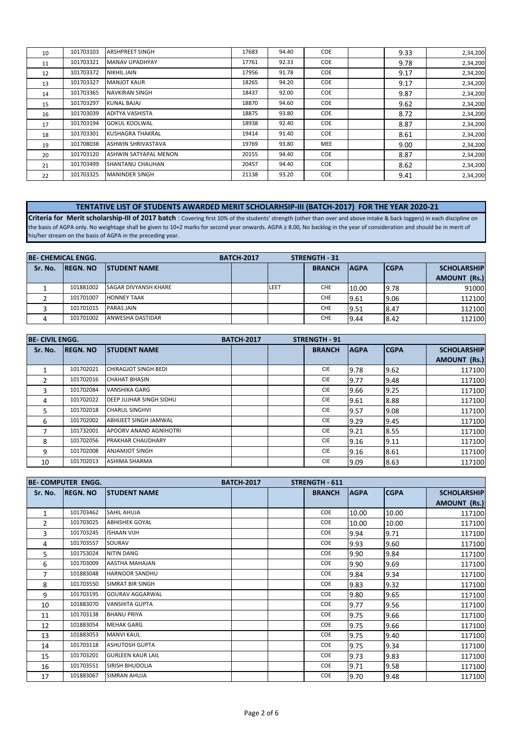| 10 | 101703103 | ARSHPREET SINGH | 17683 | 94.40 | COE | | 9.33 | 2,34,200 |
|---|---|---|---|---|---|---|---|---|
| 11 | 101703321 | MANAV UPADHYAY | 17761 | 92.33 | COE | | 9.78 | 2,34,200 |
| 12 | 101703372 | NIKHIL JAIN | 17956 | 91.78 | COE | | 9.17 | 2,34,200 |
| 13 | 101703327 | MANJOT KAUR | 18265 | 94.20 | COE | | 9.17 | 2,34,200 |
| 14 | 101703365 | NAVKIRAN SINGH | 18437 | 92.00 | COE | | 9.87 | 2,34,200 |
| 15 | 101703297 | KUNAL BAJAJ | 18870 | 94.60 | COE | | 9.62 | 2,34,200 |
| 16 | 101703039 | ADITYA VASHISTA | 18875 | 93.80 | COE | | 8.72 | 2,34,200 |
| 17 | 101703194 | GOKUL KOOLWAL | 18938 | 92.40 | COE | | 8.87 | 2,34,200 |
| 18 | 101703301 | KUSHAGRA THAKRAL | 19414 | 91.40 | COE | | 8.61 | 2,34,200 |
| 19 | 101708038 | ASHWIN SHRIVASTAVA | 19769 | 93.80 | MEE | | 9.00 | 2,34,200 |
| 20 | 101703120 | ASHWIN SATYAPAL MENON | 20155 | 94.40 | COE | | 8.87 | 2,34,200 |
| 21 | 101703499 | SHANTANU CHAUHAN | 20457 | 94.40 | COE | | 8.62 | 2,34,200 |
| 22 | 101703325 | MANINDER SINGH | 21138 | 93.20 | COE | | 9.41 | 2,34,200 |

## TENTATIVE LIST OF STUDENTS AWARDED MERIT SCHOLARHSIP-III (BATCH-2017) FOR THE YEAR 2020-21

**Criteria for Merit scholarship-III of 2017 batch** : Covering first 10% of the students' strength (other than over and above intake & back loggers) in each discipline on the basis of AGPA only. No weightage shall be given to 10+2 marks for second year onwards. AGPA ≥ 8.00, No backlog in the year of consideration and should be in merit of his/her stream on the basis of AGPA in the preceding year.

**BE- CHEMICAL ENGG. — BATCH-2017 — STRENGTH - 31**

| Sr. No. | REGN. NO | STUDENT NAME | | | BRANCH | AGPA | CGPA | SCHOLARSHIP AMOUNT (Rs.) |
|---|---|---|---|---|---|---|---|---|
| 1 | 101881002 | SAGAR DIVYANSH KHARE | | LEET | CHE | 10.00 | 9.78 | 91000 |
| 2 | 101701007 | HONNEY TAAK | | | CHE | 9.61 | 9.06 | 112100 |
| 3 | 101701015 | PARAS JAIN | | | CHE | 9.51 | 8.47 | 112100 |
| 4 | 101701002 | ANWESHA DASTIDAR | | | CHE | 9.44 | 8.42 | 112100 |

**BE- CIVIL ENGG. — BATCH-2017 — STRENGTH - 91**

| Sr. No. | REGN. NO | STUDENT NAME | | | BRANCH | AGPA | CGPA | SCHOLARSHIP AMOUNT (Rs.) |
|---|---|---|---|---|---|---|---|---|
| 1 | 101702021 | CHIRAGJOT SINGH BEDI | | | CIE | 9.78 | 9.62 | 117100 |
| 2 | 101702016 | CHAHAT BHASIN | | | CIE | 9.77 | 9.48 | 117100 |
| 3 | 101702084 | VANSHIKA GARG | | | CIE | 9.66 | 9.25 | 117100 |
| 4 | 101702022 | DEEP JUJHAR SINGH SIDHU | | | CIE | 9.61 | 8.88 | 117100 |
| 5 | 101702018 | CHARUL SINGHVI | | | CIE | 9.57 | 9.08 | 117100 |
| 6 | 101702002 | ABHIJEET SINGH JAMWAL | | | CIE | 9.29 | 9.45 | 117100 |
| 7 | 101732001 | APOORV ANAND AGNIHOTRI | | | CIE | 9.21 | 8.55 | 117100 |
| 8 | 101702056 | PRAKHAR CHAUDHARY | | | CIE | 9.16 | 9.11 | 117100 |
| 9 | 101702008 | ANJAMJOT SINGH | | | CIE | 9.16 | 8.61 | 117100 |
| 10 | 101702013 | ASHIMA SHARMA | | | CIE | 9.09 | 8.63 | 117100 |

**BE- COMPUTER ENGG. — BATCH-2017 — STRENGTH - 611**

| Sr. No. | REGN. NO | STUDENT NAME | | | BRANCH | AGPA | CGPA | SCHOLARSHIP AMOUNT (Rs.) |
|---|---|---|---|---|---|---|---|---|
| 1 | 101703462 | SAHIL AHUJA | | | COE | 10.00 | 10.00 | 117100 |
| 2 | 101703025 | ABHISHEK GOYAL | | | COE | 10.00 | 10.00 | 117100 |
| 3 | 101703245 | ISHAAN VIJH | | | COE | 9.94 | 9.71 | 117100 |
| 4 | 101703557 | SOURAV | | | COE | 9.93 | 9.60 | 117100 |
| 5 | 101753024 | NITIN DANG | | | COE | 9.90 | 9.84 | 117100 |
| 6 | 101703009 | AASTHA MAHAJAN | | | COE | 9.90 | 9.69 | 117100 |
| 7 | 101883048 | HARNOOR SANDHU | | | COE | 9.84 | 9.34 | 117100 |
| 8 | 101703550 | SIMRAT BIR SINGH | | | COE | 9.83 | 9.32 | 117100 |
| 9 | 101703195 | GOURAV AGGARWAL | | | COE | 9.80 | 9.65 | 117100 |
| 10 | 101883070 | VANSHITA GUPTA | | | COE | 9.77 | 9.56 | 117100 |
| 11 | 101703138 | BHANU PRIYA | | | COE | 9.75 | 9.66 | 117100 |
| 12 | 101883054 | MEHAK GARG | | | COE | 9.75 | 9.66 | 117100 |
| 13 | 101883053 | MANVI KAUL | | | COE | 9.75 | 9.40 | 117100 |
| 14 | 101703118 | ASHUTOSH GUPTA | | | COE | 9.75 | 9.34 | 117100 |
| 15 | 101703201 | GURLEEN KAUR LAIL | | | COE | 9.73 | 9.83 | 117100 |
| 16 | 101703551 | SIRISH BHUDOLIA | | | COE | 9.71 | 9.58 | 117100 |
| 17 | 101883067 | SIMRAN AHUJA | | | COE | 9.70 | 9.48 | 117100 |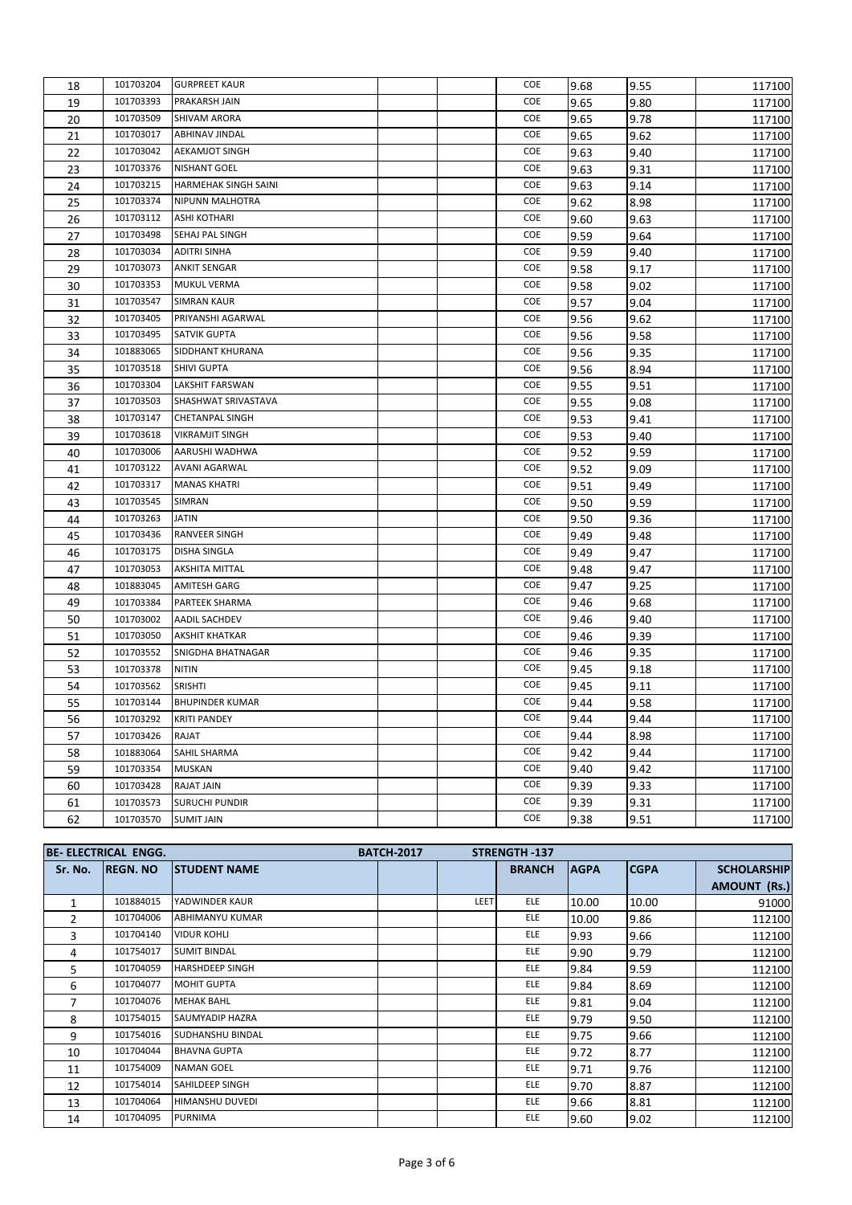| 18 | 101703204 | GURPREET KAUR | | | COE | 9.68 | 9.55 | 117100 |
|---|---|---|---|---|---|---|---|---|
| 19 | 101703393 | PRAKARSH JAIN | | | COE | 9.65 | 9.80 | 117100 |
| 20 | 101703509 | SHIVAM ARORA | | | COE | 9.65 | 9.78 | 117100 |
| 21 | 101703017 | ABHINAV JINDAL | | | COE | 9.65 | 9.62 | 117100 |
| 22 | 101703042 | AEKAMJOT SINGH | | | COE | 9.63 | 9.40 | 117100 |
| 23 | 101703376 | NISHANT GOEL | | | COE | 9.63 | 9.31 | 117100 |
| 24 | 101703215 | HARMEHAK SINGH SAINI | | | COE | 9.63 | 9.14 | 117100 |
| 25 | 101703374 | NIPUNN MALHOTRA | | | COE | 9.62 | 8.98 | 117100 |
| 26 | 101703112 | ASHI KOTHARI | | | COE | 9.60 | 9.63 | 117100 |
| 27 | 101703498 | SEHAJ PAL SINGH | | | COE | 9.59 | 9.64 | 117100 |
| 28 | 101703034 | ADITRI SINHA | | | COE | 9.59 | 9.40 | 117100 |
| 29 | 101703073 | ANKIT SENGAR | | | COE | 9.58 | 9.17 | 117100 |
| 30 | 101703353 | MUKUL VERMA | | | COE | 9.58 | 9.02 | 117100 |
| 31 | 101703547 | SIMRAN KAUR | | | COE | 9.57 | 9.04 | 117100 |
| 32 | 101703405 | PRIYANSHI AGARWAL | | | COE | 9.56 | 9.62 | 117100 |
| 33 | 101703495 | SATVIK GUPTA | | | COE | 9.56 | 9.58 | 117100 |
| 34 | 101883065 | SIDDHANT KHURANA | | | COE | 9.56 | 9.35 | 117100 |
| 35 | 101703518 | SHIVI GUPTA | | | COE | 9.56 | 8.94 | 117100 |
| 36 | 101703304 | LAKSHIT FARSWAN | | | COE | 9.55 | 9.51 | 117100 |
| 37 | 101703503 | SHASHWAT SRIVASTAVA | | | COE | 9.55 | 9.08 | 117100 |
| 38 | 101703147 | CHETANPAL SINGH | | | COE | 9.53 | 9.41 | 117100 |
| 39 | 101703618 | VIKRAMJIT SINGH | | | COE | 9.53 | 9.40 | 117100 |
| 40 | 101703006 | AARUSHI WADHWA | | | COE | 9.52 | 9.59 | 117100 |
| 41 | 101703122 | AVANI AGARWAL | | | COE | 9.52 | 9.09 | 117100 |
| 42 | 101703317 | MANAS KHATRI | | | COE | 9.51 | 9.49 | 117100 |
| 43 | 101703545 | SIMRAN | | | COE | 9.50 | 9.59 | 117100 |
| 44 | 101703263 | JATIN | | | COE | 9.50 | 9.36 | 117100 |
| 45 | 101703436 | RANVEER SINGH | | | COE | 9.49 | 9.48 | 117100 |
| 46 | 101703175 | DISHA SINGLA | | | COE | 9.49 | 9.47 | 117100 |
| 47 | 101703053 | AKSHITA MITTAL | | | COE | 9.48 | 9.47 | 117100 |
| 48 | 101883045 | AMITESH GARG | | | COE | 9.47 | 9.25 | 117100 |
| 49 | 101703384 | PARTEEK SHARMA | | | COE | 9.46 | 9.68 | 117100 |
| 50 | 101703002 | AADIL SACHDEV | | | COE | 9.46 | 9.40 | 117100 |
| 51 | 101703050 | AKSHIT KHATKAR | | | COE | 9.46 | 9.39 | 117100 |
| 52 | 101703552 | SNIGDHA BHATNAGAR | | | COE | 9.46 | 9.35 | 117100 |
| 53 | 101703378 | NITIN | | | COE | 9.45 | 9.18 | 117100 |
| 54 | 101703562 | SRISHTI | | | COE | 9.45 | 9.11 | 117100 |
| 55 | 101703144 | BHUPINDER KUMAR | | | COE | 9.44 | 9.58 | 117100 |
| 56 | 101703292 | KRITI PANDEY | | | COE | 9.44 | 9.44 | 117100 |
| 57 | 101703426 | RAJAT | | | COE | 9.44 | 8.98 | 117100 |
| 58 | 101883064 | SAHIL SHARMA | | | COE | 9.42 | 9.44 | 117100 |
| 59 | 101703354 | MUSKAN | | | COE | 9.40 | 9.42 | 117100 |
| 60 | 101703428 | RAJAT JAIN | | | COE | 9.39 | 9.33 | 117100 |
| 61 | 101703573 | SURUCHI PUNDIR | | | COE | 9.39 | 9.31 | 117100 |
| 62 | 101703570 | SUMIT JAIN | | | COE | 9.38 | 9.51 | 117100 |

| BE- ELECTRICAL ENGG. | | | BATCH-2017 | | STRENGTH -137 | | | |
|---|---|---|---|---|---|---|---|---|
| **Sr. No.** | **REGN. NO** | **STUDENT NAME** | | | **BRANCH** | **AGPA** | **CGPA** | **SCHOLARSHIP AMOUNT (Rs.)** |
| 1 | 101884015 | YADWINDER KAUR | | LEET | ELE | 10.00 | 10.00 | 91000 |
| 2 | 101704006 | ABHIMANYU KUMAR | | | ELE | 10.00 | 9.86 | 112100 |
| 3 | 101704140 | VIDUR KOHLI | | | ELE | 9.93 | 9.66 | 112100 |
| 4 | 101754017 | SUMIT BINDAL | | | ELE | 9.90 | 9.79 | 112100 |
| 5 | 101704059 | HARSHDEEP SINGH | | | ELE | 9.84 | 9.59 | 112100 |
| 6 | 101704077 | MOHIT GUPTA | | | ELE | 9.84 | 8.69 | 112100 |
| 7 | 101704076 | MEHAK BAHL | | | ELE | 9.81 | 9.04 | 112100 |
| 8 | 101754015 | SAUMYADIP HAZRA | | | ELE | 9.79 | 9.50 | 112100 |
| 9 | 101754016 | SUDHANSHU BINDAL | | | ELE | 9.75 | 9.66 | 112100 |
| 10 | 101704044 | BHAVNA GUPTA | | | ELE | 9.72 | 8.77 | 112100 |
| 11 | 101754009 | NAMAN GOEL | | | ELE | 9.71 | 9.76 | 112100 |
| 12 | 101754014 | SAHILDEEP SINGH | | | ELE | 9.70 | 8.87 | 112100 |
| 13 | 101704064 | HIMANSHU DUVEDI | | | ELE | 9.66 | 8.81 | 112100 |
| 14 | 101704095 | PURNIMA | | | ELE | 9.60 | 9.02 | 112100 |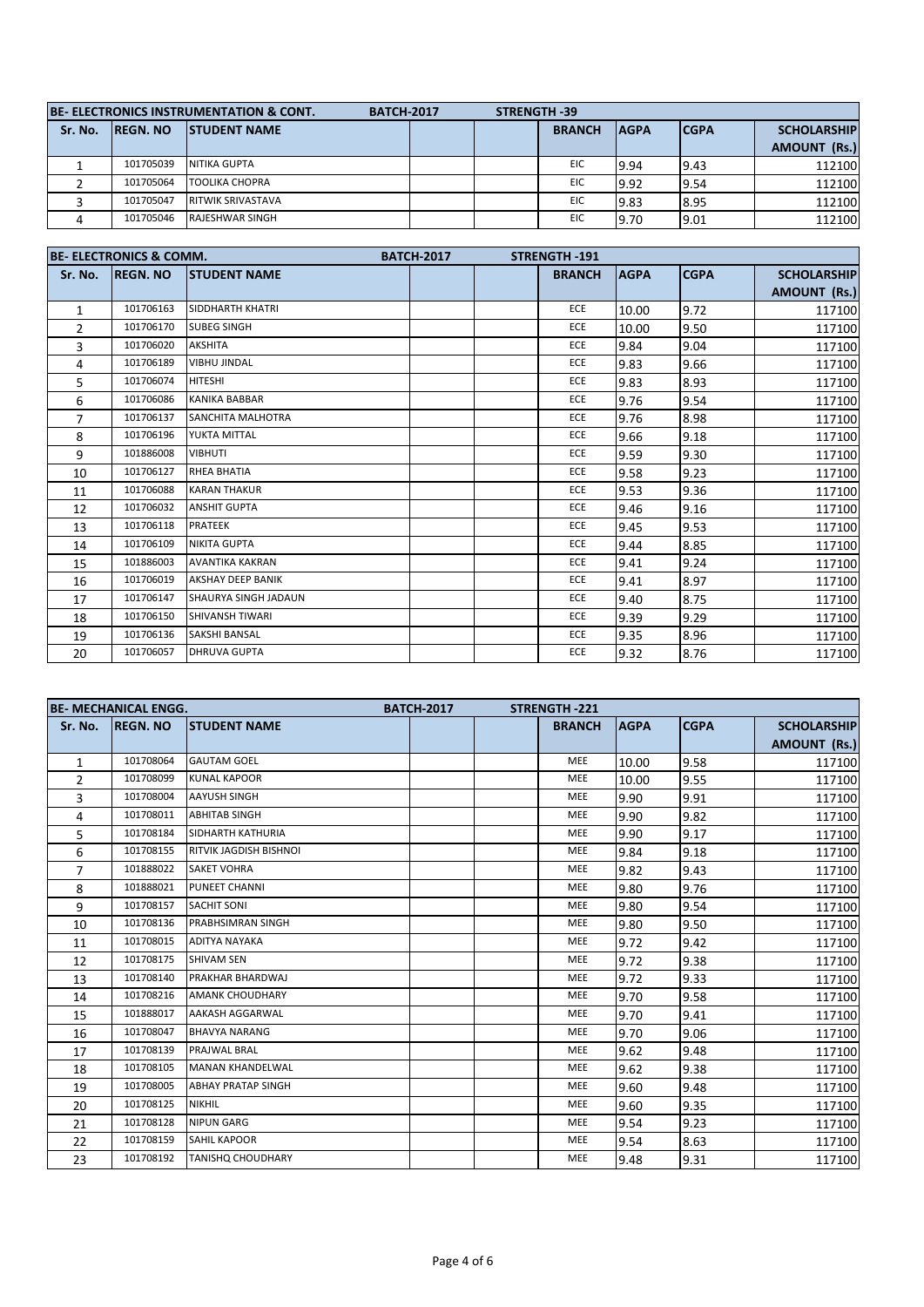| BE- ELECTRONICS INSTRUMENTATION & CONT. | | | BATCH-2017 | | STRENGTH -39 | | | |
|---|---|---|---|---|---|---|---|---|
| Sr. No. | REGN. NO | STUDENT NAME | | | BRANCH | AGPA | CGPA | SCHOLARSHIP AMOUNT (Rs.) |
| 1 | 101705039 | NITIKA GUPTA | | | EIC | 9.94 | 9.43 | 112100 |
| 2 | 101705064 | TOOLIKA CHOPRA | | | EIC | 9.92 | 9.54 | 112100 |
| 3 | 101705047 | RITWIK SRIVASTAVA | | | EIC | 9.83 | 8.95 | 112100 |
| 4 | 101705046 | RAJESHWAR SINGH | | | EIC | 9.70 | 9.01 | 112100 |

| BE- ELECTRONICS & COMM. | | | BATCH-2017 | | STRENGTH -191 | | | |
|---|---|---|---|---|---|---|---|---|
| Sr. No. | REGN. NO | STUDENT NAME | | | BRANCH | AGPA | CGPA | SCHOLARSHIP AMOUNT (Rs.) |
| 1 | 101706163 | SIDDHARTH KHATRI | | | ECE | 10.00 | 9.72 | 117100 |
| 2 | 101706170 | SUBEG SINGH | | | ECE | 10.00 | 9.50 | 117100 |
| 3 | 101706020 | AKSHITA | | | ECE | 9.84 | 9.04 | 117100 |
| 4 | 101706189 | VIBHU JINDAL | | | ECE | 9.83 | 9.66 | 117100 |
| 5 | 101706074 | HITESHI | | | ECE | 9.83 | 8.93 | 117100 |
| 6 | 101706086 | KANIKA BABBAR | | | ECE | 9.76 | 9.54 | 117100 |
| 7 | 101706137 | SANCHITA MALHOTRA | | | ECE | 9.76 | 8.98 | 117100 |
| 8 | 101706196 | YUKTA MITTAL | | | ECE | 9.66 | 9.18 | 117100 |
| 9 | 101886008 | VIBHUTI | | | ECE | 9.59 | 9.30 | 117100 |
| 10 | 101706127 | RHEA BHATIA | | | ECE | 9.58 | 9.23 | 117100 |
| 11 | 101706088 | KARAN THAKUR | | | ECE | 9.53 | 9.36 | 117100 |
| 12 | 101706032 | ANSHIT GUPTA | | | ECE | 9.46 | 9.16 | 117100 |
| 13 | 101706118 | PRATEEK | | | ECE | 9.45 | 9.53 | 117100 |
| 14 | 101706109 | NIKITA GUPTA | | | ECE | 9.44 | 8.85 | 117100 |
| 15 | 101886003 | AVANTIKA KAKRAN | | | ECE | 9.41 | 9.24 | 117100 |
| 16 | 101706019 | AKSHAY DEEP BANIK | | | ECE | 9.41 | 8.97 | 117100 |
| 17 | 101706147 | SHAURYA SINGH JADAUN | | | ECE | 9.40 | 8.75 | 117100 |
| 18 | 101706150 | SHIVANSH TIWARI | | | ECE | 9.39 | 9.29 | 117100 |
| 19 | 101706136 | SAKSHI BANSAL | | | ECE | 9.35 | 8.96 | 117100 |
| 20 | 101706057 | DHRUVA GUPTA | | | ECE | 9.32 | 8.76 | 117100 |

| BE- MECHANICAL ENGG. | | | BATCH-2017 | | STRENGTH -221 | | | |
|---|---|---|---|---|---|---|---|---|
| Sr. No. | REGN. NO | STUDENT NAME | | | BRANCH | AGPA | CGPA | SCHOLARSHIP AMOUNT (Rs.) |
| 1 | 101708064 | GAUTAM GOEL | | | MEE | 10.00 | 9.58 | 117100 |
| 2 | 101708099 | KUNAL KAPOOR | | | MEE | 10.00 | 9.55 | 117100 |
| 3 | 101708004 | AAYUSH SINGH | | | MEE | 9.90 | 9.91 | 117100 |
| 4 | 101708011 | ABHITAB SINGH | | | MEE | 9.90 | 9.82 | 117100 |
| 5 | 101708184 | SIDHARTH KATHURIA | | | MEE | 9.90 | 9.17 | 117100 |
| 6 | 101708155 | RITVIK JAGDISH BISHNOI | | | MEE | 9.84 | 9.18 | 117100 |
| 7 | 101888022 | SAKET VOHRA | | | MEE | 9.82 | 9.43 | 117100 |
| 8 | 101888021 | PUNEET CHANNI | | | MEE | 9.80 | 9.76 | 117100 |
| 9 | 101708157 | SACHIT SONI | | | MEE | 9.80 | 9.54 | 117100 |
| 10 | 101708136 | PRABHSIMRAN SINGH | | | MEE | 9.80 | 9.50 | 117100 |
| 11 | 101708015 | ADITYA NAYAKA | | | MEE | 9.72 | 9.42 | 117100 |
| 12 | 101708175 | SHIVAM SEN | | | MEE | 9.72 | 9.38 | 117100 |
| 13 | 101708140 | PRAKHAR BHARDWAJ | | | MEE | 9.72 | 9.33 | 117100 |
| 14 | 101708216 | AMANK CHOUDHARY | | | MEE | 9.70 | 9.58 | 117100 |
| 15 | 101888017 | AAKASH AGGARWAL | | | MEE | 9.70 | 9.41 | 117100 |
| 16 | 101708047 | BHAVYA NARANG | | | MEE | 9.70 | 9.06 | 117100 |
| 17 | 101708139 | PRAJWAL BRAL | | | MEE | 9.62 | 9.48 | 117100 |
| 18 | 101708105 | MANAN KHANDELWAL | | | MEE | 9.62 | 9.38 | 117100 |
| 19 | 101708005 | ABHAY PRATAP SINGH | | | MEE | 9.60 | 9.48 | 117100 |
| 20 | 101708125 | NIKHIL | | | MEE | 9.60 | 9.35 | 117100 |
| 21 | 101708128 | NIPUN GARG | | | MEE | 9.54 | 9.23 | 117100 |
| 22 | 101708159 | SAHIL KAPOOR | | | MEE | 9.54 | 8.63 | 117100 |
| 23 | 101708192 | TANISHQ CHOUDHARY | | | MEE | 9.48 | 9.31 | 117100 |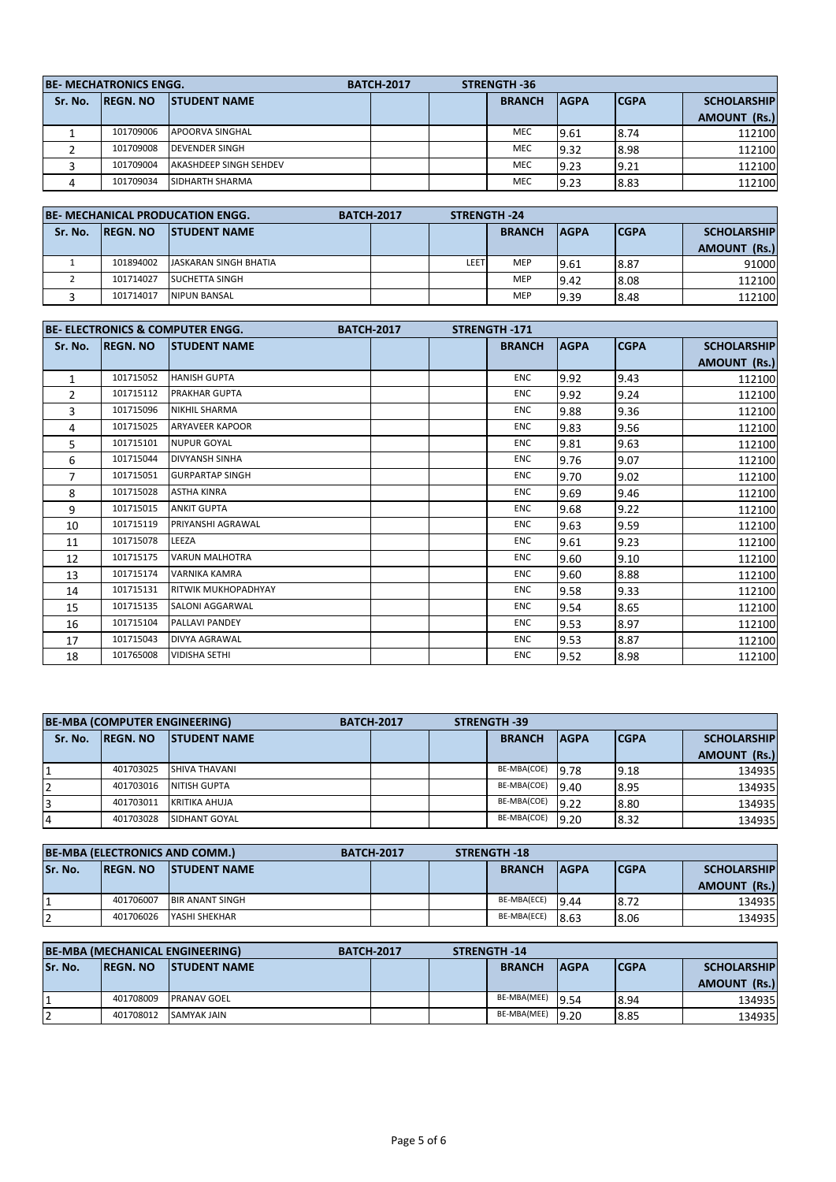| BE- MECHATRONICS ENGG. | | BATCH-2017 | | STRENGTH -36 | | | | |
|---|---|---|---|---|---|---|---|---|
| Sr. No. | REGN. NO | STUDENT NAME | | | BRANCH | AGPA | CGPA | SCHOLARSHIP AMOUNT (Rs.) |
| 1 | 101709006 | APOORVA SINGHAL | | | MEC | 9.61 | 8.74 | 112100 |
| 2 | 101709008 | DEVENDER SINGH | | | MEC | 9.32 | 8.98 | 112100 |
| 3 | 101709004 | AKASHDEEP SINGH SEHDEV | | | MEC | 9.23 | 9.21 | 112100 |
| 4 | 101709034 | SIDHARTH SHARMA | | | MEC | 9.23 | 8.83 | 112100 |

| BE- MECHANICAL PRODUCATION ENGG. | | BATCH-2017 | | STRENGTH -24 | | | | |
|---|---|---|---|---|---|---|---|---|
| Sr. No. | REGN. NO | STUDENT NAME | | | BRANCH | AGPA | CGPA | SCHOLARSHIP AMOUNT (Rs.) |
| 1 | 101894002 | JASKARAN SINGH BHATIA | | LEET | MEP | 9.61 | 8.87 | 91000 |
| 2 | 101714027 | SUCHETTA SINGH | | | MEP | 9.42 | 8.08 | 112100 |
| 3 | 101714017 | NIPUN BANSAL | | | MEP | 9.39 | 8.48 | 112100 |

| BE- ELECTRONICS & COMPUTER ENGG. | | BATCH-2017 | | STRENGTH -171 | | | | |
|---|---|---|---|---|---|---|---|---|
| Sr. No. | REGN. NO | STUDENT NAME | | | BRANCH | AGPA | CGPA | SCHOLARSHIP AMOUNT (Rs.) |
| 1 | 101715052 | HANISH GUPTA | | | ENC | 9.92 | 9.43 | 112100 |
| 2 | 101715112 | PRAKHAR GUPTA | | | ENC | 9.92 | 9.24 | 112100 |
| 3 | 101715096 | NIKHIL SHARMA | | | ENC | 9.88 | 9.36 | 112100 |
| 4 | 101715025 | ARYAVEER KAPOOR | | | ENC | 9.83 | 9.56 | 112100 |
| 5 | 101715101 | NUPUR GOYAL | | | ENC | 9.81 | 9.63 | 112100 |
| 6 | 101715044 | DIVYANSH SINHA | | | ENC | 9.76 | 9.07 | 112100 |
| 7 | 101715051 | GURPARTAP SINGH | | | ENC | 9.70 | 9.02 | 112100 |
| 8 | 101715028 | ASTHA KINRA | | | ENC | 9.69 | 9.46 | 112100 |
| 9 | 101715015 | ANKIT GUPTA | | | ENC | 9.68 | 9.22 | 112100 |
| 10 | 101715119 | PRIYANSHI AGRAWAL | | | ENC | 9.63 | 9.59 | 112100 |
| 11 | 101715078 | LEEZA | | | ENC | 9.61 | 9.23 | 112100 |
| 12 | 101715175 | VARUN MALHOTRA | | | ENC | 9.60 | 9.10 | 112100 |
| 13 | 101715174 | VARNIKA KAMRA | | | ENC | 9.60 | 8.88 | 112100 |
| 14 | 101715131 | RITWIK MUKHOPADHYAY | | | ENC | 9.58 | 9.33 | 112100 |
| 15 | 101715135 | SALONI AGGARWAL | | | ENC | 9.54 | 8.65 | 112100 |
| 16 | 101715104 | PALLAVI PANDEY | | | ENC | 9.53 | 8.97 | 112100 |
| 17 | 101715043 | DIVYA AGRAWAL | | | ENC | 9.53 | 8.87 | 112100 |
| 18 | 101765008 | VIDISHA SETHI | | | ENC | 9.52 | 8.98 | 112100 |

| BE-MBA (COMPUTER ENGINEERING) | | BATCH-2017 | | STRENGTH -39 | | | | |
|---|---|---|---|---|---|---|---|---|
| Sr. No. | REGN. NO | STUDENT NAME | | | BRANCH | AGPA | CGPA | SCHOLARSHIP AMOUNT (Rs.) |
| 1 | 401703025 | SHIVA THAVANI | | | BE-MBA(COE) | 9.78 | 9.18 | 134935 |
| 2 | 401703016 | NITISH GUPTA | | | BE-MBA(COE) | 9.40 | 8.95 | 134935 |
| 3 | 401703011 | KRITIKA AHUJA | | | BE-MBA(COE) | 9.22 | 8.80 | 134935 |
| 4 | 401703028 | SIDHANT GOYAL | | | BE-MBA(COE) | 9.20 | 8.32 | 134935 |

| BE-MBA (ELECTRONICS AND COMM.) | | BATCH-2017 | | STRENGTH -18 | | | | |
|---|---|---|---|---|---|---|---|---|
| Sr. No. | REGN. NO | STUDENT NAME | | | BRANCH | AGPA | CGPA | SCHOLARSHIP AMOUNT (Rs.) |
| 1 | 401706007 | BIR ANANT SINGH | | | BE-MBA(ECE) | 9.44 | 8.72 | 134935 |
| 2 | 401706026 | YASHI SHEKHAR | | | BE-MBA(ECE) | 8.63 | 8.06 | 134935 |

| BE-MBA (MECHANICAL ENGINEERING) | | BATCH-2017 | | STRENGTH -14 | | | | |
|---|---|---|---|---|---|---|---|---|
| Sr. No. | REGN. NO | STUDENT NAME | | | BRANCH | AGPA | CGPA | SCHOLARSHIP AMOUNT (Rs.) |
| 1 | 401708009 | PRANAV GOEL | | | BE-MBA(MEE) | 9.54 | 8.94 | 134935 |
| 2 | 401708012 | SAMYAK JAIN | | | BE-MBA(MEE) | 9.20 | 8.85 | 134935 |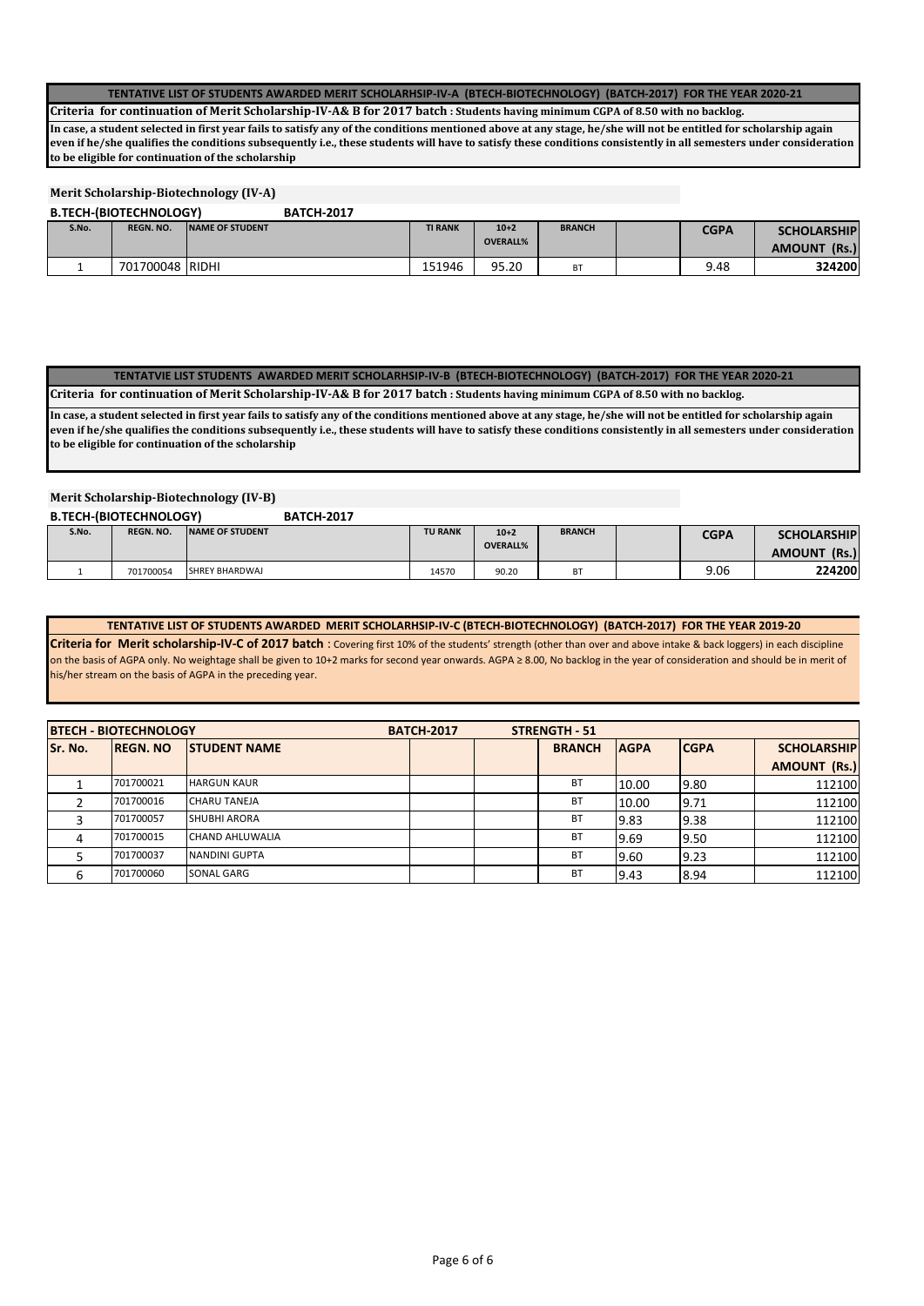**TENTATIVE LIST OF STUDENTS AWARDED MERIT SCHOLARHSIP-IV-A (BTECH-BIOTECHNOLOGY) (BATCH-2017) FOR THE YEAR 2020-21**

**Criteria for continuation of Merit Scholarship-IV-A& B for 2017 batch : Students having minimum CGPA of 8.50 with no backlog.**

**In case, a student selected in first year fails to satisfy any of the conditions mentioned above at any stage, he/she will not be entitled for scholarship again even if he/she qualifies the conditions subsequently i.e., these students will have to satisfy these conditions consistently in all semesters under consideration to be eligible for continuation of the scholarship**

**Merit Scholarship-Biotechnology (IV-A)**

**B.TECH-(BIOTECHNOLOGY) BATCH-2017**

| S.No. | REGN. NO. | NAME OF STUDENT | TI RANK | 10+2 OVERALL% | BRANCH | | CGPA | SCHOLARSHIP AMOUNT (Rs.) |
|---|---|---|---|---|---|---|---|---|
| 1 | 701700048 | RIDHI | 151946 | 95.20 | BT | | 9.48 | 324200 |

**TENTATVIE LIST STUDENTS AWARDED MERIT SCHOLARHSIP-IV-B (BTECH-BIOTECHNOLOGY) (BATCH-2017) FOR THE YEAR 2020-21**

**Criteria for continuation of Merit Scholarship-IV-A& B for 2017 batch : Students having minimum CGPA of 8.50 with no backlog.**

**In case, a student selected in first year fails to satisfy any of the conditions mentioned above at any stage, he/she will not be entitled for scholarship again even if he/she qualifies the conditions subsequently i.e., these students will have to satisfy these conditions consistently in all semesters under consideration to be eligible for continuation of the scholarship**

**Merit Scholarship-Biotechnology (IV-B)**

**B.TECH-(BIOTECHNOLOGY) BATCH-2017**

| S.No. | REGN. NO. | NAME OF STUDENT | TU RANK | 10+2 OVERALL% | BRANCH | | CGPA | SCHOLARSHIP AMOUNT (Rs.) |
|---|---|---|---|---|---|---|---|---|
| 1 | 701700054 | SHREY BHARDWAJ | 14570 | 90.20 | BT | | 9.06 | 224200 |

**TENTATIVE LIST OF STUDENTS AWARDED MERIT SCHOLARHSIP-IV-C (BTECH-BIOTECHNOLOGY) (BATCH-2017) FOR THE YEAR 2019-20**

**Criteria for Merit scholarship-IV-C of 2017 batch** : Covering first 10% of the students' strength (other than over and above intake & back loggers) in each discipline on the basis of AGPA only. No weightage shall be given to 10+2 marks for second year onwards. AGPA ≥ 8.00, No backlog in the year of consideration and should be in merit of his/her stream on the basis of AGPA in the preceding year.

| BTECH - BIOTECHNOLOGY | | | BATCH-2017 | | STRENGTH - 51 | | | |
|---|---|---|---|---|---|---|---|---|
| Sr. No. | REGN. NO | STUDENT NAME | | | BRANCH | AGPA | CGPA | SCHOLARSHIP AMOUNT (Rs.) |
| 1 | 701700021 | HARGUN KAUR | | | BT | 10.00 | 9.80 | 112100 |
| 2 | 701700016 | CHARU TANEJA | | | BT | 10.00 | 9.71 | 112100 |
| 3 | 701700057 | SHUBHI ARORA | | | BT | 9.83 | 9.38 | 112100 |
| 4 | 701700015 | CHAND AHLUWALIA | | | BT | 9.69 | 9.50 | 112100 |
| 5 | 701700037 | NANDINI GUPTA | | | BT | 9.60 | 9.23 | 112100 |
| 6 | 701700060 | SONAL GARG | | | BT | 9.43 | 8.94 | 112100 |